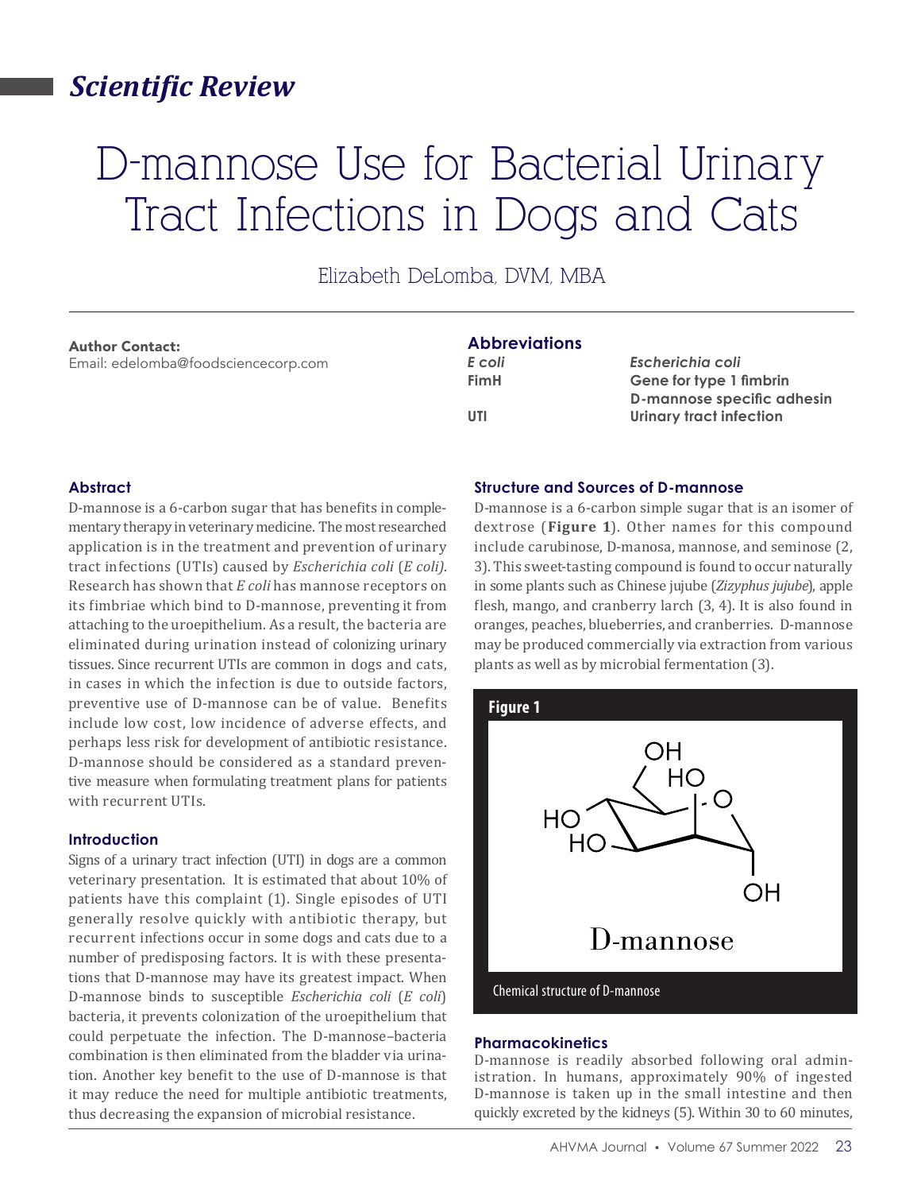## Scientific Review

# D-mannose Use for Bacterial Urinary Tract Infections in Dogs and Cats

Elizabeth DeLomba, DVM, MBA

**Author Contact:**
Email: edelomba@foodsciencecorp.com

### Abbreviations

| | |
|---|---|
| *E coli* | *Escherichia coli* |
| FimH | Gene for type 1 fimbrin D-mannose specific adhesin |
| UTI | Urinary tract infection |

### Abstract

D-mannose is a 6-carbon sugar that has benefits in complementary therapy in veterinary medicine. The most researched application is in the treatment and prevention of urinary tract infections (UTIs) caused by *Escherichia coli* (*E coli)*. Research has shown that *E coli* has mannose receptors on its fimbriae which bind to D-mannose, preventing it from attaching to the uroepithelium. As a result, the bacteria are eliminated during urination instead of colonizing urinary tissues. Since recurrent UTIs are common in dogs and cats, in cases in which the infection is due to outside factors, preventive use of D-mannose can be of value. Benefits include low cost, low incidence of adverse effects, and perhaps less risk for development of antibiotic resistance. D-mannose should be considered as a standard preventive measure when formulating treatment plans for patients with recurrent UTIs.

### Introduction

Signs of a urinary tract infection (UTI) in dogs are a common veterinary presentation. It is estimated that about 10% of patients have this complaint (1). Single episodes of UTI generally resolve quickly with antibiotic therapy, but recurrent infections occur in some dogs and cats due to a number of predisposing factors. It is with these presentations that D-mannose may have its greatest impact. When D-mannose binds to susceptible *Escherichia coli* (*E coli*) bacteria, it prevents colonization of the uroepithelium that could perpetuate the infection. The D-mannose–bacteria combination is then eliminated from the bladder via urination. Another key benefit to the use of D-mannose is that it may reduce the need for multiple antibiotic treatments, thus decreasing the expansion of microbial resistance.

### Structure and Sources of D-mannose

D-mannose is a 6-carbon simple sugar that is an isomer of dextrose (**Figure 1**). Other names for this compound include carubinose, D-manosa, mannose, and seminose (2, 3). This sweet-tasting compound is found to occur naturally in some plants such as Chinese jujube (*Zizyphus jujube*), apple flesh, mango, and cranberry larch (3, 4). It is also found in oranges, peaches, blueberries, and cranberries. D-mannose may be produced commercially via extraction from various plants as well as by microbial fermentation (3).

**Figure 1**

Chemical structure of D-mannose

### Pharmacokinetics

D-mannose is readily absorbed following oral administration. In humans, approximately 90% of ingested D-mannose is taken up in the small intestine and then quickly excreted by the kidneys (5). Within 30 to 60 minutes,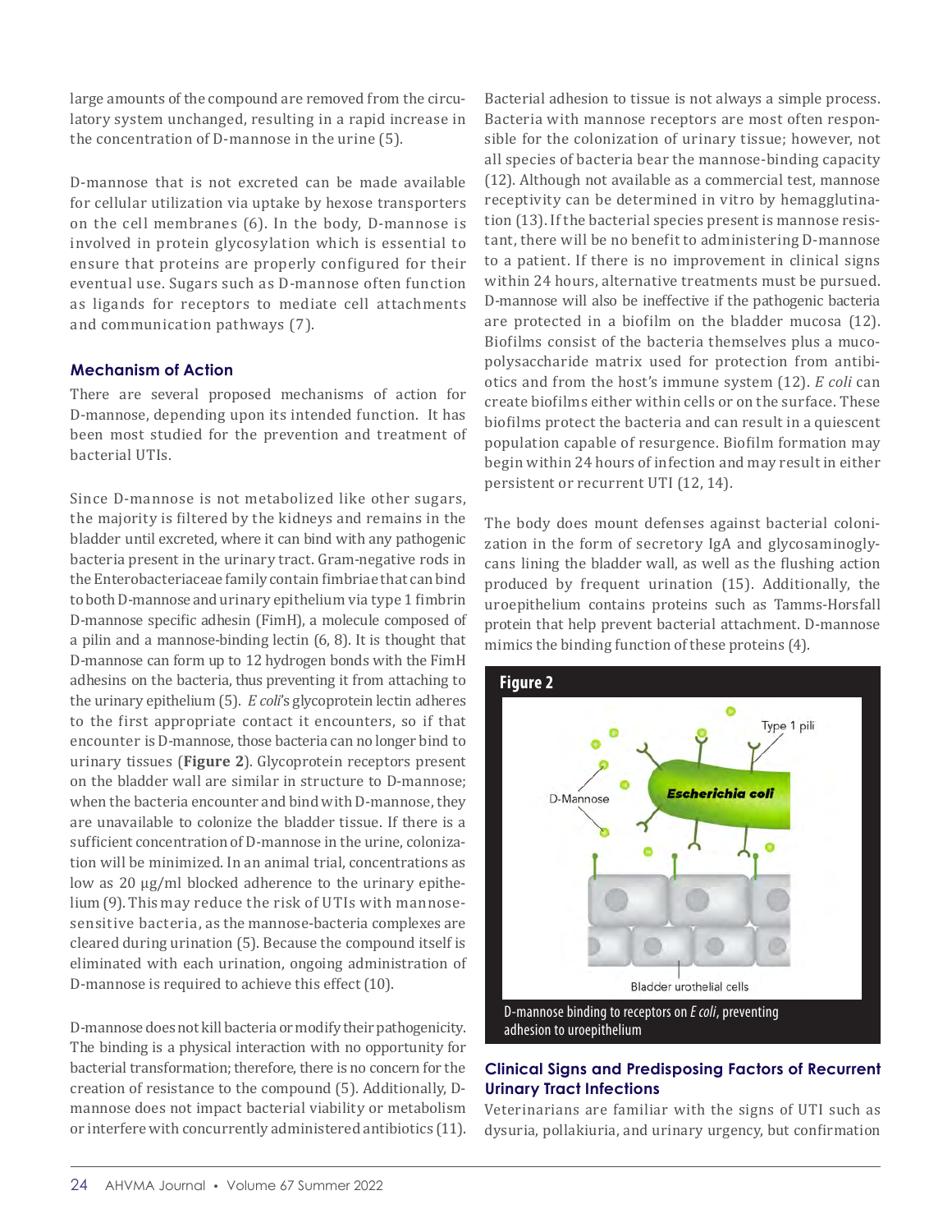large amounts of the compound are removed from the circulatory system unchanged, resulting in a rapid increase in the concentration of D-mannose in the urine (5).

D-mannose that is not excreted can be made available for cellular utilization via uptake by hexose transporters on the cell membranes (6). In the body, D-mannose is involved in protein glycosylation which is essential to ensure that proteins are properly configured for their eventual use. Sugars such as D-mannose often function as ligands for receptors to mediate cell attachments and communication pathways (7).

### Mechanism of Action

There are several proposed mechanisms of action for D-mannose, depending upon its intended function. It has been most studied for the prevention and treatment of bacterial UTIs.

Since D-mannose is not metabolized like other sugars, the majority is filtered by the kidneys and remains in the bladder until excreted, where it can bind with any pathogenic bacteria present in the urinary tract. Gram-negative rods in the Enterobacteriaceae family contain fimbriae that can bind to both D-mannose and urinary epithelium via type 1 fimbrin D-mannose specific adhesin (FimH), a molecule composed of a pilin and a mannose-binding lectin (6, 8). It is thought that D-mannose can form up to 12 hydrogen bonds with the FimH adhesins on the bacteria, thus preventing it from attaching to the urinary epithelium (5). *E coli*'s glycoprotein lectin adheres to the first appropriate contact it encounters, so if that encounter is D-mannose, those bacteria can no longer bind to urinary tissues (**Figure 2**). Glycoprotein receptors present on the bladder wall are similar in structure to D-mannose; when the bacteria encounter and bind with D-mannose, they are unavailable to colonize the bladder tissue. If there is a sufficient concentration of D-mannose in the urine, colonization will be minimized. In an animal trial, concentrations as low as 20 µg/ml blocked adherence to the urinary epithelium (9). This may reduce the risk of UTIs with mannose-sensitive bacteria, as the mannose-bacteria complexes are cleared during urination (5). Because the compound itself is eliminated with each urination, ongoing administration of D-mannose is required to achieve this effect (10).

D-mannose does not kill bacteria or modify their pathogenicity. The binding is a physical interaction with no opportunity for bacterial transformation; therefore, there is no concern for the creation of resistance to the compound (5). Additionally, D-mannose does not impact bacterial viability or metabolism or interfere with concurrently administered antibiotics (11).

Bacterial adhesion to tissue is not always a simple process. Bacteria with mannose receptors are most often responsible for the colonization of urinary tissue; however, not all species of bacteria bear the mannose-binding capacity (12). Although not available as a commercial test, mannose receptivity can be determined in vitro by hemagglutination (13). If the bacterial species present is mannose resistant, there will be no benefit to administering D-mannose to a patient. If there is no improvement in clinical signs within 24 hours, alternative treatments must be pursued. D-mannose will also be ineffective if the pathogenic bacteria are protected in a biofilm on the bladder mucosa (12). Biofilms consist of the bacteria themselves plus a mucopolysaccharide matrix used for protection from antibiotics and from the host's immune system (12). *E coli* can create biofilms either within cells or on the surface. These biofilms protect the bacteria and can result in a quiescent population capable of resurgence. Biofilm formation may begin within 24 hours of infection and may result in either persistent or recurrent UTI (12, 14).

The body does mount defenses against bacterial colonization in the form of secretory IgA and glycosaminoglycans lining the bladder wall, as well as the flushing action produced by frequent urination (15). Additionally, the uroepithelium contains proteins such as Tamms-Horsfall protein that help prevent bacterial attachment. D-mannose mimics the binding function of these proteins (4).

**Figure 2**

D-mannose binding to receptors on *E coli*, preventing adhesion to uroepithelium

### Clinical Signs and Predisposing Factors of Recurrent Urinary Tract Infections

Veterinarians are familiar with the signs of UTI such as dysuria, pollakiuria, and urinary urgency, but confirmation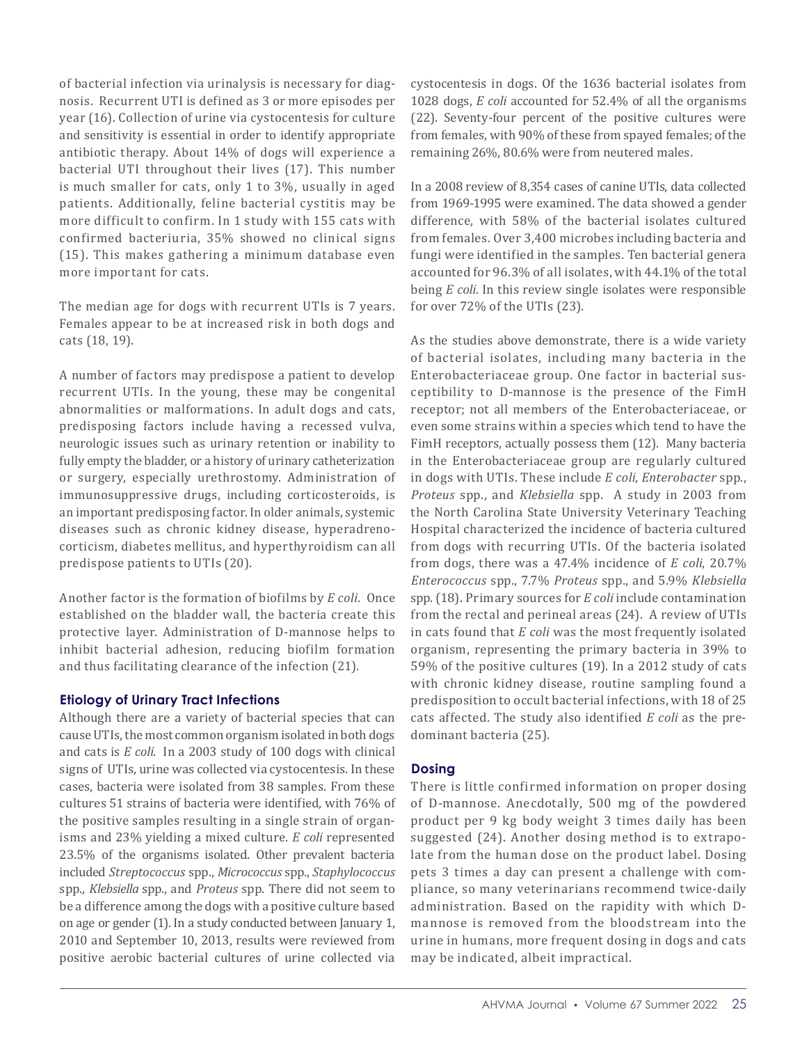of bacterial infection via urinalysis is necessary for diagnosis. Recurrent UTI is defined as 3 or more episodes per year (16). Collection of urine via cystocentesis for culture and sensitivity is essential in order to identify appropriate antibiotic therapy. About 14% of dogs will experience a bacterial UTI throughout their lives (17). This number is much smaller for cats, only 1 to 3%, usually in aged patients. Additionally, feline bacterial cystitis may be more difficult to confirm. In 1 study with 155 cats with confirmed bacteriuria, 35% showed no clinical signs (15). This makes gathering a minimum database even more important for cats.

The median age for dogs with recurrent UTIs is 7 years. Females appear to be at increased risk in both dogs and cats (18, 19).

A number of factors may predispose a patient to develop recurrent UTIs. In the young, these may be congenital abnormalities or malformations. In adult dogs and cats, predisposing factors include having a recessed vulva, neurologic issues such as urinary retention or inability to fully empty the bladder, or a history of urinary catheterization or surgery, especially urethrostomy. Administration of immunosuppressive drugs, including corticosteroids, is an important predisposing factor. In older animals, systemic diseases such as chronic kidney disease, hyperadrenocorticism, diabetes mellitus, and hyperthyroidism can all predispose patients to UTIs (20).

Another factor is the formation of biofilms by *E coli*. Once established on the bladder wall, the bacteria create this protective layer. Administration of D-mannose helps to inhibit bacterial adhesion, reducing biofilm formation and thus facilitating clearance of the infection (21).

## Etiology of Urinary Tract Infections

Although there are a variety of bacterial species that can cause UTIs, the most common organism isolated in both dogs and cats is *E coli*. In a 2003 study of 100 dogs with clinical signs of UTIs, urine was collected via cystocentesis. In these cases, bacteria were isolated from 38 samples. From these cultures 51 strains of bacteria were identified, with 76% of the positive samples resulting in a single strain of organisms and 23% yielding a mixed culture. *E coli* represented 23.5% of the organisms isolated. Other prevalent bacteria included *Streptococcus* spp., *Micrococcus* spp., *Staphylococcus* spp., *Klebsiella* spp., and *Proteus* spp. There did not seem to be a difference among the dogs with a positive culture based on age or gender (1). In a study conducted between January 1, 2010 and September 10, 2013, results were reviewed from positive aerobic bacterial cultures of urine collected via cystocentesis in dogs. Of the 1636 bacterial isolates from 1028 dogs, *E coli* accounted for 52.4% of all the organisms (22). Seventy-four percent of the positive cultures were from females, with 90% of these from spayed females; of the remaining 26%, 80.6% were from neutered males.

In a 2008 review of 8,354 cases of canine UTIs, data collected from 1969-1995 were examined. The data showed a gender difference, with 58% of the bacterial isolates cultured from females. Over 3,400 microbes including bacteria and fungi were identified in the samples. Ten bacterial genera accounted for 96.3% of all isolates, with 44.1% of the total being *E coli*. In this review single isolates were responsible for over 72% of the UTIs (23).

As the studies above demonstrate, there is a wide variety of bacterial isolates, including many bacteria in the Enterobacteriaceae group. One factor in bacterial susceptibility to D-mannose is the presence of the FimH receptor; not all members of the Enterobacteriaceae, or even some strains within a species which tend to have the FimH receptors, actually possess them (12). Many bacteria in the Enterobacteriaceae group are regularly cultured in dogs with UTIs. These include *E coli*, *Enterobacter* spp., *Proteus* spp., and *Klebsiella* spp. A study in 2003 from the North Carolina State University Veterinary Teaching Hospital characterized the incidence of bacteria cultured from dogs with recurring UTIs. Of the bacteria isolated from dogs, there was a 47.4% incidence of *E coli*, 20.7% *Enterococcus* spp., 7.7% *Proteus* spp., and 5.9% *Klebsiella* spp. (18). Primary sources for *E coli* include contamination from the rectal and perineal areas (24). A review of UTIs in cats found that *E coli* was the most frequently isolated organism, representing the primary bacteria in 39% to 59% of the positive cultures (19). In a 2012 study of cats with chronic kidney disease, routine sampling found a predisposition to occult bacterial infections, with 18 of 25 cats affected. The study also identified *E coli* as the predominant bacteria (25).

## Dosing

There is little confirmed information on proper dosing of D-mannose. Anecdotally, 500 mg of the powdered product per 9 kg body weight 3 times daily has been suggested (24). Another dosing method is to extrapolate from the human dose on the product label. Dosing pets 3 times a day can present a challenge with compliance, so many veterinarians recommend twice-daily administration. Based on the rapidity with which D-mannose is removed from the bloodstream into the urine in humans, more frequent dosing in dogs and cats may be indicated, albeit impractical.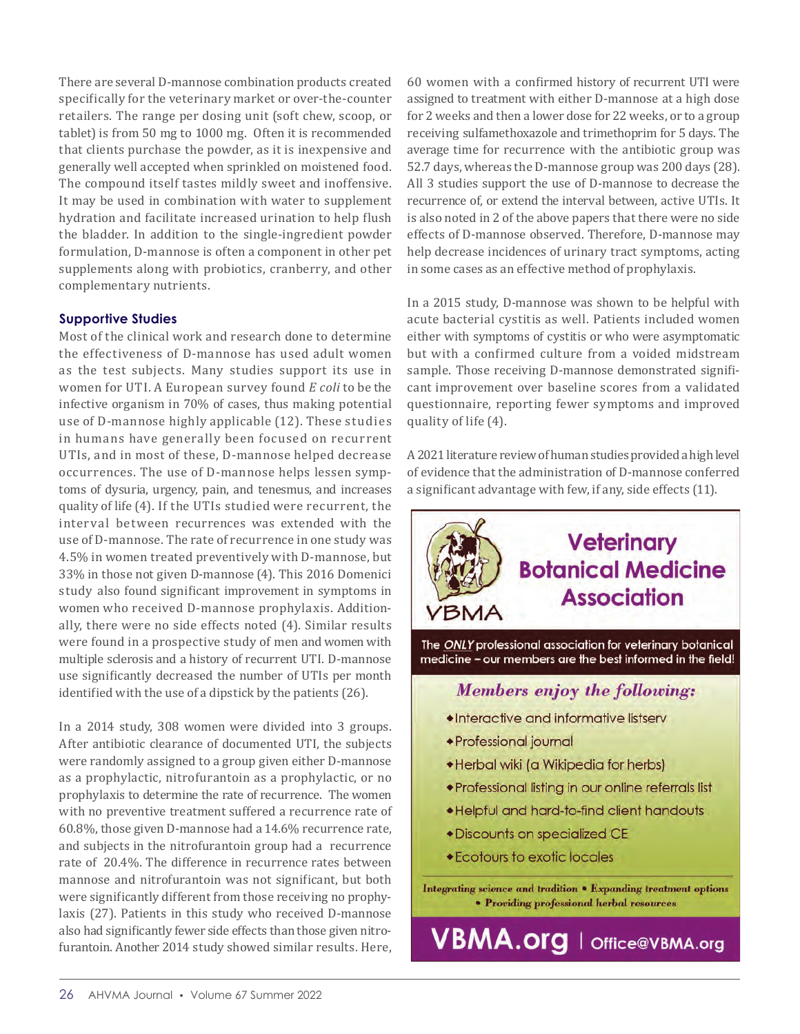There are several D-mannose combination products created specifically for the veterinary market or over-the-counter retailers. The range per dosing unit (soft chew, scoop, or tablet) is from 50 mg to 1000 mg. Often it is recommended that clients purchase the powder, as it is inexpensive and generally well accepted when sprinkled on moistened food. The compound itself tastes mildly sweet and inoffensive. It may be used in combination with water to supplement hydration and facilitate increased urination to help flush the bladder. In addition to the single-ingredient powder formulation, D-mannose is often a component in other pet supplements along with probiotics, cranberry, and other complementary nutrients.

### Supportive Studies

Most of the clinical work and research done to determine the effectiveness of D-mannose has used adult women as the test subjects. Many studies support its use in women for UTI. A European survey found *E coli* to be the infective organism in 70% of cases, thus making potential use of D-mannose highly applicable (12). These studies in humans have generally been focused on recurrent UTIs, and in most of these, D-mannose helped decrease occurrences. The use of D-mannose helps lessen symptoms of dysuria, urgency, pain, and tenesmus, and increases quality of life (4). If the UTIs studied were recurrent, the interval between recurrences was extended with the use of D-mannose. The rate of recurrence in one study was 4.5% in women treated preventively with D-mannose, but 33% in those not given D-mannose (4). This 2016 Domenici study also found significant improvement in symptoms in women who received D-mannose prophylaxis. Additionally, there were no side effects noted (4). Similar results were found in a prospective study of men and women with multiple sclerosis and a history of recurrent UTI. D-mannose use significantly decreased the number of UTIs per month identified with the use of a dipstick by the patients (26).

In a 2014 study, 308 women were divided into 3 groups. After antibiotic clearance of documented UTI, the subjects were randomly assigned to a group given either D-mannose as a prophylactic, nitrofurantoin as a prophylactic, or no prophylaxis to determine the rate of recurrence. The women with no preventive treatment suffered a recurrence rate of 60.8%, those given D-mannose had a 14.6% recurrence rate, and subjects in the nitrofurantoin group had a recurrence rate of 20.4%. The difference in recurrence rates between mannose and nitrofurantoin was not significant, but both were significantly different from those receiving no prophylaxis (27). Patients in this study who received D-mannose also had significantly fewer side effects than those given nitrofurantoin. Another 2014 study showed similar results. Here, 60 women with a confirmed history of recurrent UTI were assigned to treatment with either D-mannose at a high dose for 2 weeks and then a lower dose for 22 weeks, or to a group receiving sulfamethoxazole and trimethoprim for 5 days. The average time for recurrence with the antibiotic group was 52.7 days, whereas the D-mannose group was 200 days (28). All 3 studies support the use of D-mannose to decrease the recurrence of, or extend the interval between, active UTIs. It is also noted in 2 of the above papers that there were no side effects of D-mannose observed. Therefore, D-mannose may help decrease incidences of urinary tract symptoms, acting in some cases as an effective method of prophylaxis.

In a 2015 study, D-mannose was shown to be helpful with acute bacterial cystitis as well. Patients included women either with symptoms of cystitis or who were asymptomatic but with a confirmed culture from a voided midstream sample. Those receiving D-mannose demonstrated significant improvement over baseline scores from a validated questionnaire, reporting fewer symptoms and improved quality of life (4).

A 2021 literature review of human studies provided a high level of evidence that the administration of D-mannose conferred a significant advantage with few, if any, side effects (11).

**Veterinary Botanical Medicine Association**

VBMA

The *ONLY* professional association for veterinary botanical medicine – our members are the best informed in the field!

***Members enjoy the following:***

- Interactive and informative listserv
- Professional journal
- Herbal wiki (a Wikipedia for herbs)
- Professional listing in our online referrals list
- Helpful and hard-to-find client handouts
- Discounts on specialized CE
- Ecotours to exotic locales

*Integrating science and tradition • Expanding treatment options • Providing professional herbal resources*

**VBMA.org** | Office@VBMA.org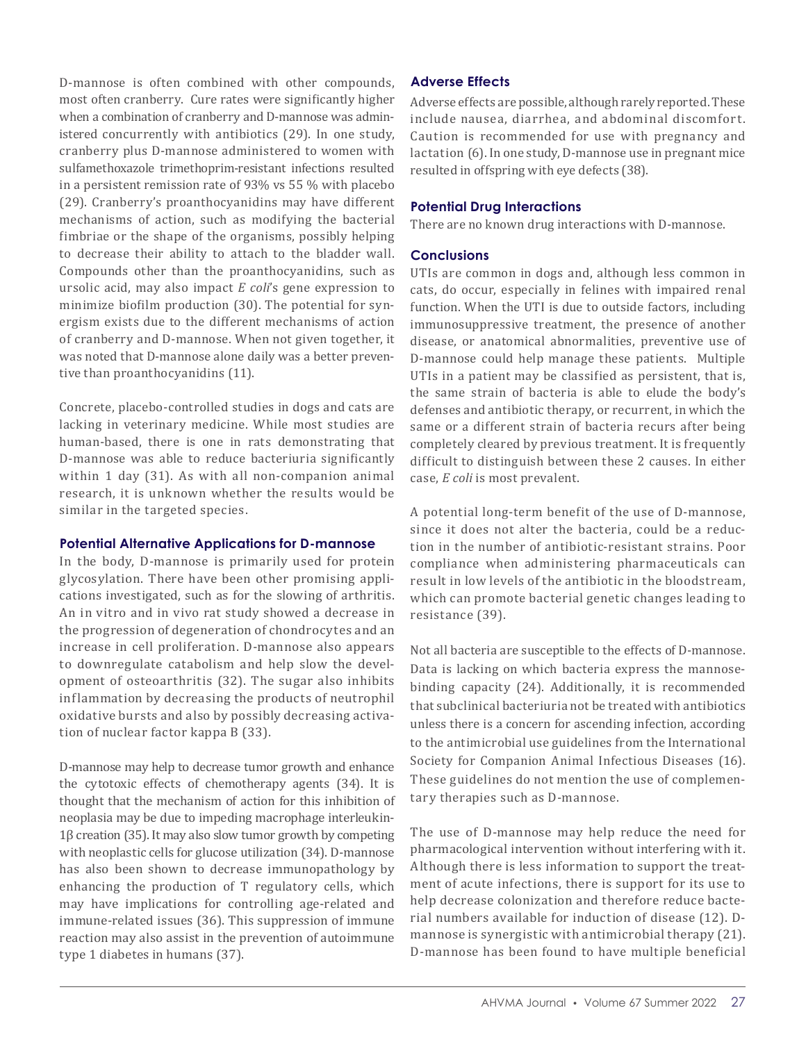D-mannose is often combined with other compounds, most often cranberry. Cure rates were significantly higher when a combination of cranberry and D-mannose was administered concurrently with antibiotics (29). In one study, cranberry plus D-mannose administered to women with sulfamethoxazole trimethoprim-resistant infections resulted in a persistent remission rate of 93% vs 55 % with placebo (29). Cranberry's proanthocyanidins may have different mechanisms of action, such as modifying the bacterial fimbriae or the shape of the organisms, possibly helping to decrease their ability to attach to the bladder wall. Compounds other than the proanthocyanidins, such as ursolic acid, may also impact *E coli*'s gene expression to minimize biofilm production (30). The potential for synergism exists due to the different mechanisms of action of cranberry and D-mannose. When not given together, it was noted that D-mannose alone daily was a better preventive than proanthocyanidins (11).

Concrete, placebo-controlled studies in dogs and cats are lacking in veterinary medicine. While most studies are human-based, there is one in rats demonstrating that D-mannose was able to reduce bacteriuria significantly within 1 day (31). As with all non-companion animal research, it is unknown whether the results would be similar in the targeted species.

### Potential Alternative Applications for D-mannose

In the body, D-mannose is primarily used for protein glycosylation. There have been other promising applications investigated, such as for the slowing of arthritis. An in vitro and in vivo rat study showed a decrease in the progression of degeneration of chondrocytes and an increase in cell proliferation. D-mannose also appears to downregulate catabolism and help slow the development of osteoarthritis (32). The sugar also inhibits inflammation by decreasing the products of neutrophil oxidative bursts and also by possibly decreasing activation of nuclear factor kappa B (33).

D-mannose may help to decrease tumor growth and enhance the cytotoxic effects of chemotherapy agents (34). It is thought that the mechanism of action for this inhibition of neoplasia may be due to impeding macrophage interleukin-1β creation (35). It may also slow tumor growth by competing with neoplastic cells for glucose utilization (34). D-mannose has also been shown to decrease immunopathology by enhancing the production of T regulatory cells, which may have implications for controlling age-related and immune-related issues (36). This suppression of immune reaction may also assist in the prevention of autoimmune type 1 diabetes in humans (37).

### Adverse Effects

Adverse effects are possible, although rarely reported. These include nausea, diarrhea, and abdominal discomfort. Caution is recommended for use with pregnancy and lactation (6). In one study, D-mannose use in pregnant mice resulted in offspring with eye defects (38).

### Potential Drug Interactions

There are no known drug interactions with D-mannose.

### Conclusions

UTIs are common in dogs and, although less common in cats, do occur, especially in felines with impaired renal function. When the UTI is due to outside factors, including immunosuppressive treatment, the presence of another disease, or anatomical abnormalities, preventive use of D-mannose could help manage these patients. Multiple UTIs in a patient may be classified as persistent, that is, the same strain of bacteria is able to elude the body's defenses and antibiotic therapy, or recurrent, in which the same or a different strain of bacteria recurs after being completely cleared by previous treatment. It is frequently difficult to distinguish between these 2 causes. In either case, *E coli* is most prevalent.

A potential long-term benefit of the use of D-mannose, since it does not alter the bacteria, could be a reduction in the number of antibiotic-resistant strains. Poor compliance when administering pharmaceuticals can result in low levels of the antibiotic in the bloodstream, which can promote bacterial genetic changes leading to resistance (39).

Not all bacteria are susceptible to the effects of D-mannose. Data is lacking on which bacteria express the mannose-binding capacity (24). Additionally, it is recommended that subclinical bacteriuria not be treated with antibiotics unless there is a concern for ascending infection, according to the antimicrobial use guidelines from the International Society for Companion Animal Infectious Diseases (16). These guidelines do not mention the use of complementary therapies such as D-mannose.

The use of D-mannose may help reduce the need for pharmacological intervention without interfering with it. Although there is less information to support the treatment of acute infections, there is support for its use to help decrease colonization and therefore reduce bacterial numbers available for induction of disease (12). D-mannose is synergistic with antimicrobial therapy (21). D-mannose has been found to have multiple beneficial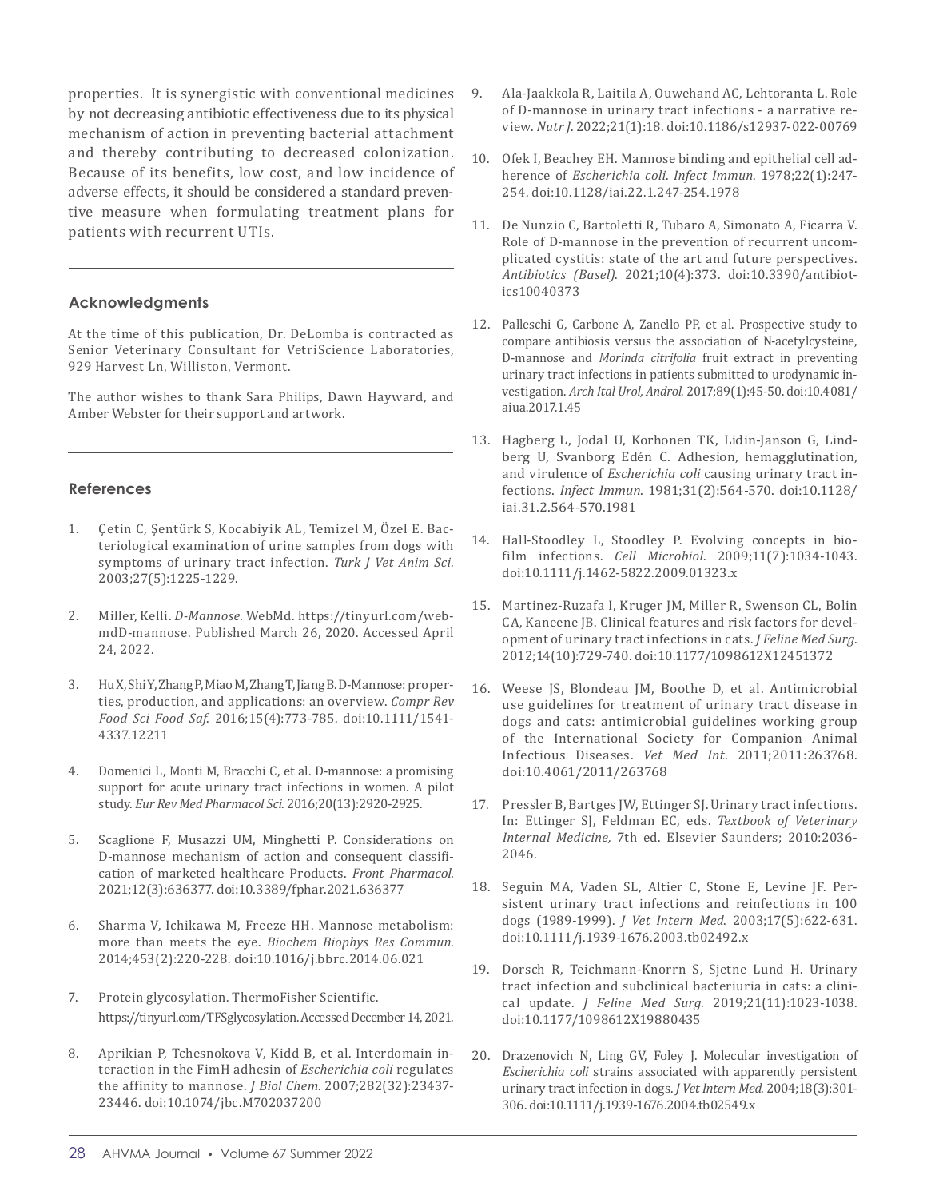properties. It is synergistic with conventional medicines by not decreasing antibiotic effectiveness due to its physical mechanism of action in preventing bacterial attachment and thereby contributing to decreased colonization. Because of its benefits, low cost, and low incidence of adverse effects, it should be considered a standard preventive measure when formulating treatment plans for patients with recurrent UTIs.

## Acknowledgments

At the time of this publication, Dr. DeLomba is contracted as Senior Veterinary Consultant for VetriScience Laboratories, 929 Harvest Ln, Williston, Vermont.

The author wishes to thank Sara Philips, Dawn Hayward, and Amber Webster for their support and artwork.

## References

1. Çetin C, Şentürk S, Kocabiyik AL, Temizel M, Özel E. Bacteriological examination of urine samples from dogs with symptoms of urinary tract infection. *Turk J Vet Anim Sci.* 2003;27(5):1225-1229.
2. Miller, Kelli. *D-Mannose.* WebMd. https://tinyurl.com/webmdD-mannose. Published March 26, 2020. Accessed April 24, 2022.
3. Hu X, Shi Y, Zhang P, Miao M, Zhang T, Jiang B. D-Mannose: properties, production, and applications: an overview. *Compr Rev Food Sci Food Saf.* 2016;15(4):773-785. doi:10.1111/1541-4337.12211
4. Domenici L, Monti M, Bracchi C, et al. D-mannose: a promising support for acute urinary tract infections in women. A pilot study. *Eur Rev Med Pharmacol Sci.* 2016;20(13):2920-2925.
5. Scaglione F, Musazzi UM, Minghetti P. Considerations on D-mannose mechanism of action and consequent classification of marketed healthcare Products. *Front Pharmacol.* 2021;12(3):636377. doi:10.3389/fphar.2021.636377
6. Sharma V, Ichikawa M, Freeze HH. Mannose metabolism: more than meets the eye. *Biochem Biophys Res Commun.* 2014;453(2):220-228. doi:10.1016/j.bbrc.2014.06.021
7. Protein glycosylation. ThermoFisher Scientific. https://tinyurl.com/TFSglycosylation. Accessed December 14, 2021.
8. Aprikian P, Tchesnokova V, Kidd B, et al. Interdomain interaction in the FimH adhesin of *Escherichia coli* regulates the affinity to mannose. *J Biol Chem.* 2007;282(32):23437-23446. doi:10.1074/jbc.M702037200
9. Ala-Jaakkola R, Laitila A, Ouwehand AC, Lehtoranta L. Role of D-mannose in urinary tract infections - a narrative review. *Nutr J.* 2022;21(1):18. doi:10.1186/s12937-022-00769
10. Ofek I, Beachey EH. Mannose binding and epithelial cell adherence of *Escherichia coli*. *Infect Immun.* 1978;22(1):247-254. doi:10.1128/iai.22.1.247-254.1978
11. De Nunzio C, Bartoletti R, Tubaro A, Simonato A, Ficarra V. Role of D-mannose in the prevention of recurrent uncomplicated cystitis: state of the art and future perspectives. *Antibiotics (Basel).* 2021;10(4):373. doi:10.3390/antibiotics10040373
12. Palleschi G, Carbone A, Zanello PP, et al. Prospective study to compare antibiosis versus the association of N-acetylcysteine, D-mannose and *Morinda citrifolia* fruit extract in preventing urinary tract infections in patients submitted to urodynamic investigation. *Arch Ital Urol, Androl.* 2017;89(1):45-50. doi:10.4081/aiua.2017.1.45
13. Hagberg L, Jodal U, Korhonen TK, Lidin-Janson G, Lindberg U, Svanborg Edén C. Adhesion, hemagglutination, and virulence of *Escherichia coli* causing urinary tract infections. *Infect Immun.* 1981;31(2):564-570. doi:10.1128/iai.31.2.564-570.1981
14. Hall-Stoodley L, Stoodley P. Evolving concepts in biofilm infections. *Cell Microbiol.* 2009;11(7):1034-1043. doi:10.1111/j.1462-5822.2009.01323.x
15. Martinez-Ruzafa I, Kruger JM, Miller R, Swenson CL, Bolin CA, Kaneene JB. Clinical features and risk factors for development of urinary tract infections in cats. *J Feline Med Surg.* 2012;14(10):729-740. doi:10.1177/1098612X12451372
16. Weese JS, Blondeau JM, Boothe D, et al. Antimicrobial use guidelines for treatment of urinary tract disease in dogs and cats: antimicrobial guidelines working group of the International Society for Companion Animal Infectious Diseases. *Vet Med Int.* 2011;2011:263768. doi:10.4061/2011/263768
17. Pressler B, Bartges JW, Ettinger SJ. Urinary tract infections. In: Ettinger SJ, Feldman EC, eds. *Textbook of Veterinary Internal Medicine,* 7th ed. Elsevier Saunders; 2010:2036-2046.
18. Seguin MA, Vaden SL, Altier C, Stone E, Levine JF. Persistent urinary tract infections and reinfections in 100 dogs (1989-1999). *J Vet Intern Med.* 2003;17(5):622-631. doi:10.1111/j.1939-1676.2003.tb02492.x
19. Dorsch R, Teichmann-Knorrn S, Sjetne Lund H. Urinary tract infection and subclinical bacteriuria in cats: a clinical update. *J Feline Med Surg.* 2019;21(11):1023-1038. doi:10.1177/1098612X19880435
20. Drazenovich N, Ling GV, Foley J. Molecular investigation of *Escherichia coli* strains associated with apparently persistent urinary tract infection in dogs. *J Vet Intern Med.* 2004;18(3):301-306. doi:10.1111/j.1939-1676.2004.tb02549.x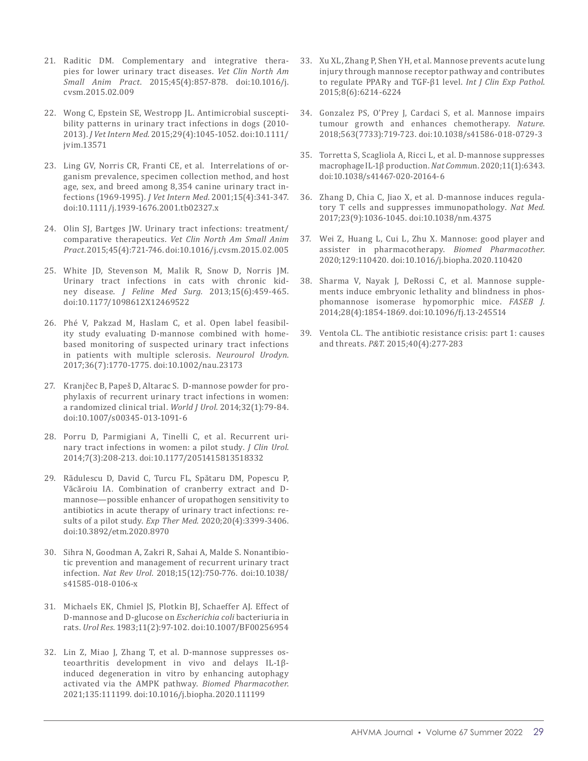21. Raditic DM. Complementary and integrative therapies for lower urinary tract diseases. *Vet Clin North Am Small Anim Pract*. 2015;45(4):857-878. doi:10.1016/j.cvsm.2015.02.009

22. Wong C, Epstein SE, Westropp JL. Antimicrobial susceptibility patterns in urinary tract infections in dogs (2010-2013). *J Vet Intern Med*. 2015;29(4):1045-1052. doi:10.1111/jvim.13571

23. Ling GV, Norris CR, Franti CE, et al. Interrelations of organism prevalence, specimen collection method, and host age, sex, and breed among 8,354 canine urinary tract infections (1969-1995). *J Vet Intern Med*. 2001;15(4):341-347. doi:10.1111/j.1939-1676.2001.tb02327.x

24. Olin SJ, Bartges JW. Urinary tract infections: treatment/comparative therapeutics. *Vet Clin North Am Small Anim Pract*. 2015;45(4):721-746. doi:10.1016/j.cvsm.2015.02.005

25. White JD, Stevenson M, Malik R, Snow D, Norris JM. Urinary tract infections in cats with chronic kidney disease. *J Feline Med Surg*. 2013;15(6):459-465. doi:10.1177/1098612X12469522

26. Phé V, Pakzad M, Haslam C, et al. Open label feasibility study evaluating D-mannose combined with home-based monitoring of suspected urinary tract infections in patients with multiple sclerosis. *Neurourol Urodyn*. 2017;36(7):1770-1775. doi:10.1002/nau.23173

27. Kranjčec B, Papeš D, Altarac S. D-mannose powder for prophylaxis of recurrent urinary tract infections in women: a randomized clinical trial. *World J Urol*. 2014;32(1):79-84. doi:10.1007/s00345-013-1091-6

28. Porru D, Parmigiani A, Tinelli C, et al. Recurrent urinary tract infections in women: a pilot study. *J Clin Urol*. 2014;7(3):208-213. doi:10.1177/2051415813518332

29. Rădulescu D, David C, Turcu FL, Spătaru DM, Popescu P, Văcăroiu IA. Combination of cranberry extract and D-mannose—possible enhancer of uropathogen sensitivity to antibiotics in acute therapy of urinary tract infections: results of a pilot study. *Exp Ther Med*. 2020;20(4):3399-3406. doi:10.3892/etm.2020.8970

30. Sihra N, Goodman A, Zakri R, Sahai A, Malde S. Nonantibiotic prevention and management of recurrent urinary tract infection. *Nat Rev Urol*. 2018;15(12):750-776. doi:10.1038/s41585-018-0106-x

31. Michaels EK, Chmiel JS, Plotkin BJ, Schaeffer AJ. Effect of D-mannose and D-glucose on *Escherichia coli* bacteriuria in rats. *Urol Res*. 1983;11(2):97-102. doi:10.1007/BF00256954

32. Lin Z, Miao J, Zhang T, et al. D-mannose suppresses osteoarthritis development in vivo and delays IL-1β-induced degeneration in vitro by enhancing autophagy activated via the AMPK pathway. *Biomed Pharmacother*. 2021;135:111199. doi:10.1016/j.biopha.2020.111199

33. Xu XL, Zhang P, Shen YH, et al. Mannose prevents acute lung injury through mannose receptor pathway and contributes to regulate PPARγ and TGF-β1 level. *Int J Clin Exp Pathol*. 2015;8(6):6214-6224

34. Gonzalez PS, O'Prey J, Cardaci S, et al. Mannose impairs tumour growth and enhances chemotherapy. *Nature*. 2018;563(7733):719-723. doi:10.1038/s41586-018-0729-3

35. Torretta S, Scagliola A, Ricci L, et al. D-mannose suppresses macrophage IL-1β production. *Nat Commun*. 2020;11(1):6343. doi:10.1038/s41467-020-20164-6

36. Zhang D, Chia C, Jiao X, et al. D-mannose induces regulatory T cells and suppresses immunopathology. *Nat Med*. 2017;23(9):1036-1045. doi:10.1038/nm.4375

37. Wei Z, Huang L, Cui L, Zhu X. Mannose: good player and assister in pharmacotherapy. *Biomed Pharmacother*. 2020;129:110420. doi:10.1016/j.biopha.2020.110420

38. Sharma V, Nayak J, DeRossi C, et al. Mannose supplements induce embryonic lethality and blindness in phosphomannose isomerase hypomorphic mice. *FASEB J*. 2014;28(4):1854-1869. doi:10.1096/fj.13-245514

39. Ventola CL. The antibiotic resistance crisis: part 1: causes and threats. *P&T*. 2015;40(4):277-283